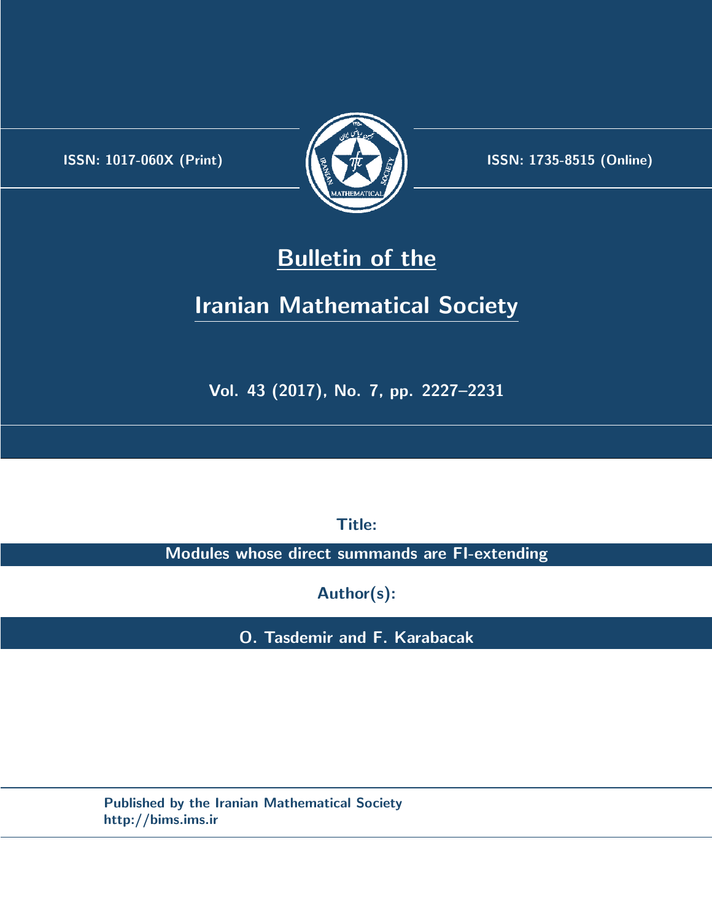ISSN: 1017-060X (Print)

ISSN: 1735-8515 (Online)

# Bulletin of the Iranian Mathematical Society

Vol. 43 (2017), No. 7, pp. 2227–2231

Title:

**Modules whose direct summands are FI-extending**

Author(s):

**O. Tasdemir and F. Karabacak**

Published by the Iranian Mathematical Society
http://bims.ims.ir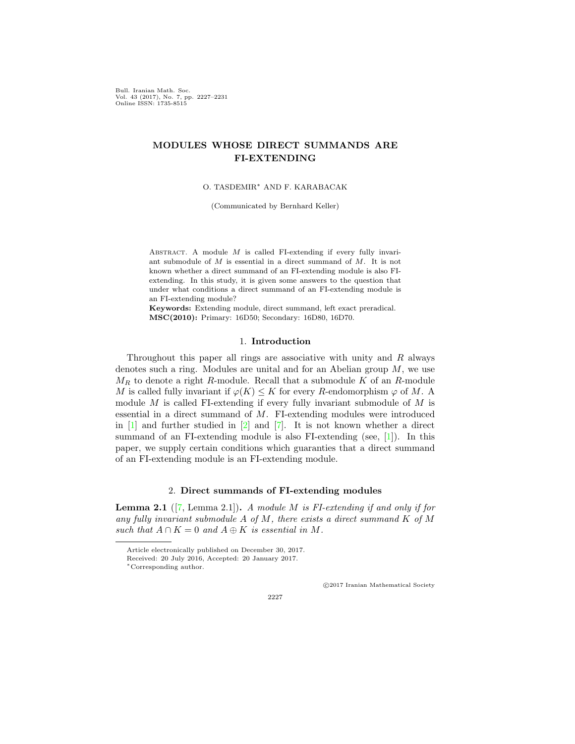# MODULES WHOSE DIRECT SUMMANDS ARE FI-EXTENDING

O. TASDEMIR* AND F. KARABACAK

(Communicated by Bernhard Keller)

Abstract. A module $M$ is called FI-extending if every fully invariant submodule of $M$ is essential in a direct summand of $M$. It is not known whether a direct summand of an FI-extending module is also FI-extending. In this study, it is given some answers to the question that under what conditions a direct summand of an FI-extending module is an FI-extending module?

**Keywords:** Extending module, direct summand, left exact preradical.

**MSC(2010):** Primary: 16D50; Secondary: 16D80, 16D70.

## 1. Introduction

Throughout this paper all rings are associative with unity and $R$ always denotes such a ring. Modules are unital and for an Abelian group $M$, we use $M_R$ to denote a right $R$-module. Recall that a submodule $K$ of an $R$-module $M$ is called fully invariant if $\varphi(K) \leq K$ for every $R$-endomorphism $\varphi$ of $M$. A module $M$ is called FI-extending if every fully invariant submodule of $M$ is essential in a direct summand of $M$. FI-extending modules were introduced in [1] and further studied in [2] and [7]. It is not known whether a direct summand of an FI-extending module is also FI-extending (see, [1]). In this paper, we supply certain conditions which guaranties that a direct summand of an FI-extending module is an FI-extending module.

## 2. Direct summands of FI-extending modules

**Lemma 2.1** ([7, Lemma 2.1]). *A module $M$ is FI-extending if and only if for any fully invariant submodule $A$ of $M$, there exists a direct summand $K$ of $M$ such that $A \cap K = 0$ and $A \oplus K$ is essential in $M$.*

---

Article electronically published on December 30, 2017.

Received: 20 July 2016, Accepted: 20 January 2017.

*Corresponding author.

©2017 Iranian Mathematical Society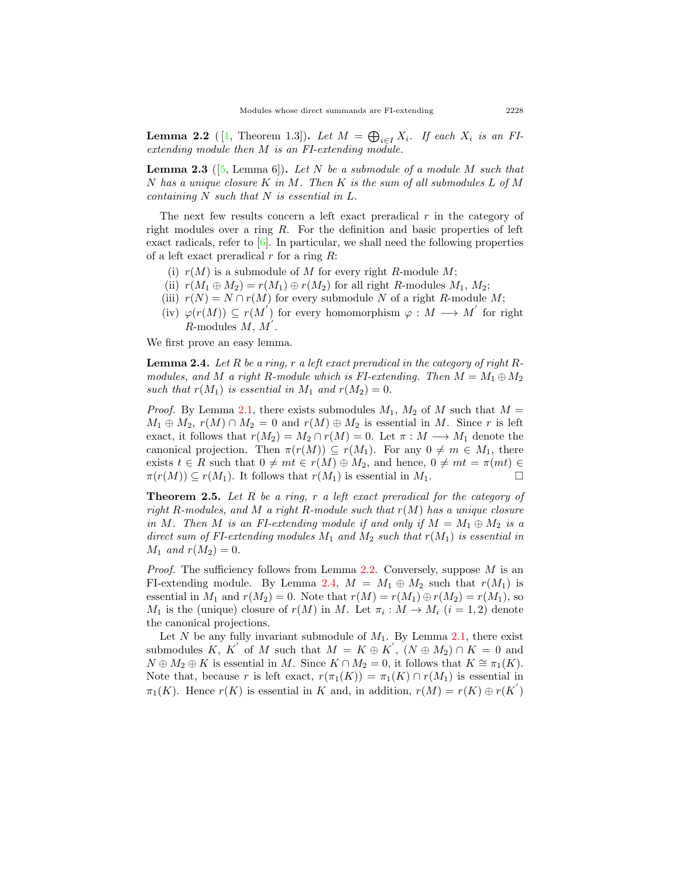**Lemma 2.2** ([1, Theorem 1.3])**.** *Let $M = \bigoplus_{i \in I} X_i$. If each $X_i$ is an FI-extending module then $M$ is an FI-extending module.*

**Lemma 2.3** ([5, Lemma 6])**.** *Let $N$ be a submodule of a module $M$ such that $N$ has a unique closure $K$ in $M$. Then $K$ is the sum of all submodules $L$ of $M$ containing $N$ such that $N$ is essential in $L$.*

The next few results concern a left exact preradical $r$ in the category of right modules over a ring $R$. For the definition and basic properties of left exact radicals, refer to [6]. In particular, we shall need the following properties of a left exact preradical $r$ for a ring $R$:

(i) $r(M)$ is a submodule of $M$ for every right $R$-module $M$;

(ii) $r(M_1 \oplus M_2) = r(M_1) \oplus r(M_2)$ for all right $R$-modules $M_1$, $M_2$;

(iii) $r(N) = N \cap r(M)$ for every submodule $N$ of a right $R$-module $M$;

(iv) $\varphi(r(M)) \subseteq r(M^{'})$ for every homomorphism $\varphi : M \longrightarrow M^{'}$ for right $R$-modules $M$, $M^{'}$.

We first prove an easy lemma.

**Lemma 2.4.** *Let $R$ be a ring, $r$ a left exact preradical in the category of right $R$-modules, and $M$ a right $R$-module which is FI-extending. Then $M = M_1 \oplus M_2$ such that $r(M_1)$ is essential in $M_1$ and $r(M_2) = 0$.*

*Proof.* By Lemma 2.1, there exists submodules $M_1$, $M_2$ of $M$ such that $M = M_1 \oplus M_2$, $r(M) \cap M_2 = 0$ and $r(M) \oplus M_2$ is essential in $M$. Since $r$ is left exact, it follows that $r(M_2) = M_2 \cap r(M) = 0$. Let $\pi : M \longrightarrow M_1$ denote the canonical projection. Then $\pi(r(M)) \subseteq r(M_1)$. For any $0 \neq m \in M_1$, there exists $t \in R$ such that $0 \neq mt \in r(M) \oplus M_2$, and hence, $0 \neq mt = \pi(mt) \in \pi(r(M)) \subseteq r(M_1)$. It follows that $r(M_1)$ is essential in $M_1$. □

**Theorem 2.5.** *Let $R$ be a ring, $r$ a left exact preradical for the category of right $R$-modules, and $M$ a right $R$-module such that $r(M)$ has a unique closure in $M$. Then $M$ is an FI-extending module if and only if $M = M_1 \oplus M_2$ is a direct sum of FI-extending modules $M_1$ and $M_2$ such that $r(M_1)$ is essential in $M_1$ and $r(M_2) = 0$.*

*Proof.* The sufficiency follows from Lemma 2.2. Conversely, suppose $M$ is an FI-extending module. By Lemma 2.4, $M = M_1 \oplus M_2$ such that $r(M_1)$ is essential in $M_1$ and $r(M_2) = 0$. Note that $r(M) = r(M_1) \oplus r(M_2) = r(M_1)$, so $M_1$ is the (unique) closure of $r(M)$ in $M$. Let $\pi_i : M \to M_i$ $(i = 1, 2)$ denote the canonical projections.

Let $N$ be any fully invariant submodule of $M_1$. By Lemma 2.1, there exist submodules $K$, $K^{'}$ of $M$ such that $M = K \oplus K^{'}$, $(N \oplus M_2) \cap K = 0$ and $N \oplus M_2 \oplus K$ is essential in $M$. Since $K \cap M_2 = 0$, it follows that $K \cong \pi_1(K)$. Note that, because $r$ is left exact, $r(\pi_1(K)) = \pi_1(K) \cap r(M_1)$ is essential in $\pi_1(K)$. Hence $r(K)$ is essential in $K$ and, in addition, $r(M) = r(K) \oplus r(K^{'})$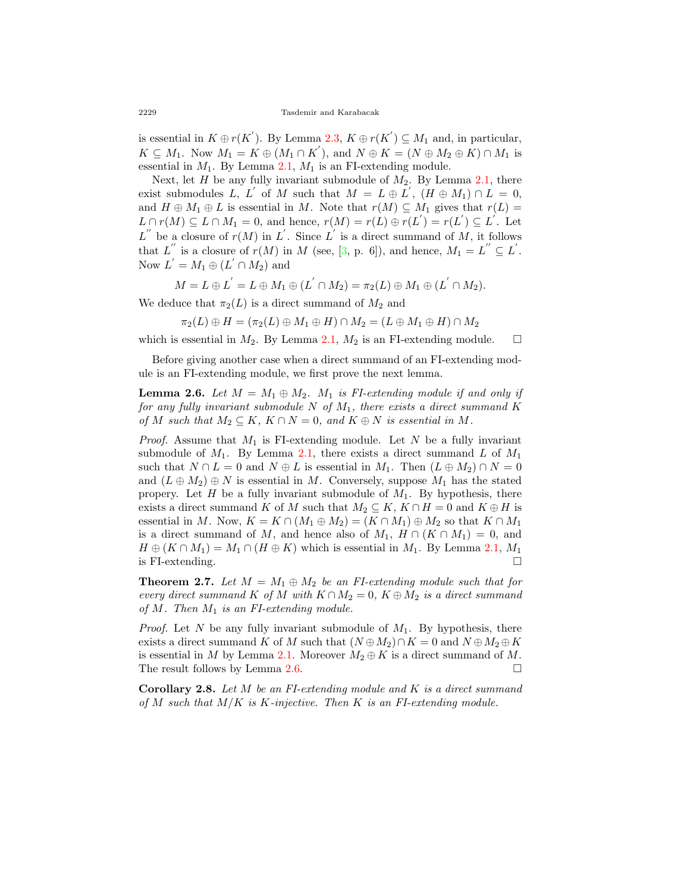is essential in $K \oplus r(K^{'})$. By Lemma 2.3, $K \oplus r(K^{'}) \subseteq M_1$ and, in particular, $K \subseteq M_1$. Now $M_1 = K \oplus (M_1 \cap K^{'})$, and $N \oplus K = (N \oplus M_2 \oplus K) \cap M_1$ is essential in $M_1$. By Lemma 2.1, $M_1$ is an FI-extending module.

Next, let $H$ be any fully invariant submodule of $M_2$. By Lemma 2.1, there exist submodules $L$, $L^{'}$ of $M$ such that $M = L \oplus L^{'}$, $(H \oplus M_1) \cap L = 0$, and $H \oplus M_1 \oplus L$ is essential in $M$. Note that $r(M) \subseteq M_1$ gives that $r(L) = L \cap r(M) \subseteq L \cap M_1 = 0$, and hence, $r(M) = r(L) \oplus r(L^{'}) = r(L^{'}) \subseteq L^{'}$. Let $L^{''}$ be a closure of $r(M)$ in $L^{'}$. Since $L^{'}$ is a direct summand of $M$, it follows that $L^{''}$ is a closure of $r(M)$ in $M$ (see, [3, p. 6]), and hence, $M_1 = L^{''} \subseteq L^{'}$. Now $L^{'} = M_1 \oplus (L^{'} \cap M_2)$ and

$$M = L \oplus L^{'} = L \oplus M_1 \oplus (L^{'} \cap M_2) = \pi_2(L) \oplus M_1 \oplus (L^{'} \cap M_2).$$

We deduce that $\pi_2(L)$ is a direct summand of $M_2$ and

$$\pi_2(L) \oplus H = (\pi_2(L) \oplus M_1 \oplus H) \cap M_2 = (L \oplus M_1 \oplus H) \cap M_2$$

which is essential in $M_2$. By Lemma 2.1, $M_2$ is an FI-extending module. □

Before giving another case when a direct summand of an FI-extending module is an FI-extending module, we first prove the next lemma.

**Lemma 2.6.** *Let $M = M_1 \oplus M_2$. $M_1$ is FI-extending module if and only if for any fully invariant submodule $N$ of $M_1$, there exists a direct summand $K$ of $M$ such that $M_2 \subseteq K$, $K \cap N = 0$, and $K \oplus N$ is essential in $M$.*

*Proof.* Assume that $M_1$ is FI-extending module. Let $N$ be a fully invariant submodule of $M_1$. By Lemma 2.1, there exists a direct summand $L$ of $M_1$ such that $N \cap L = 0$ and $N \oplus L$ is essential in $M_1$. Then $(L \oplus M_2) \cap N = 0$ and $(L \oplus M_2) \oplus N$ is essential in $M$. Conversely, suppose $M_1$ has the stated propery. Let $H$ be a fully invariant submodule of $M_1$. By hypothesis, there exists a direct summand $K$ of $M$ such that $M_2 \subseteq K$, $K \cap H = 0$ and $K \oplus H$ is essential in $M$. Now, $K = K \cap (M_1 \oplus M_2) = (K \cap M_1) \oplus M_2$ so that $K \cap M_1$ is a direct summand of $M$, and hence also of $M_1$, $H \cap (K \cap M_1) = 0$, and $H \oplus (K \cap M_1) = M_1 \cap (H \oplus K)$ which is essential in $M_1$. By Lemma 2.1, $M_1$ is FI-extending. □

**Theorem 2.7.** *Let $M = M_1 \oplus M_2$ be an FI-extending module such that for every direct summand $K$ of $M$ with $K \cap M_2 = 0$, $K \oplus M_2$ is a direct summand of $M$. Then $M_1$ is an FI-extending module.*

*Proof.* Let $N$ be any fully invariant submodule of $M_1$. By hypothesis, there exists a direct summand $K$ of $M$ such that $(N \oplus M_2) \cap K = 0$ and $N \oplus M_2 \oplus K$ is essential in $M$ by Lemma 2.1. Moreover $M_2 \oplus K$ is a direct summand of $M$. The result follows by Lemma 2.6. □

**Corollary 2.8.** *Let $M$ be an FI-extending module and $K$ is a direct summand of $M$ such that $M/K$ is $K$-injective. Then $K$ is an FI-extending module.*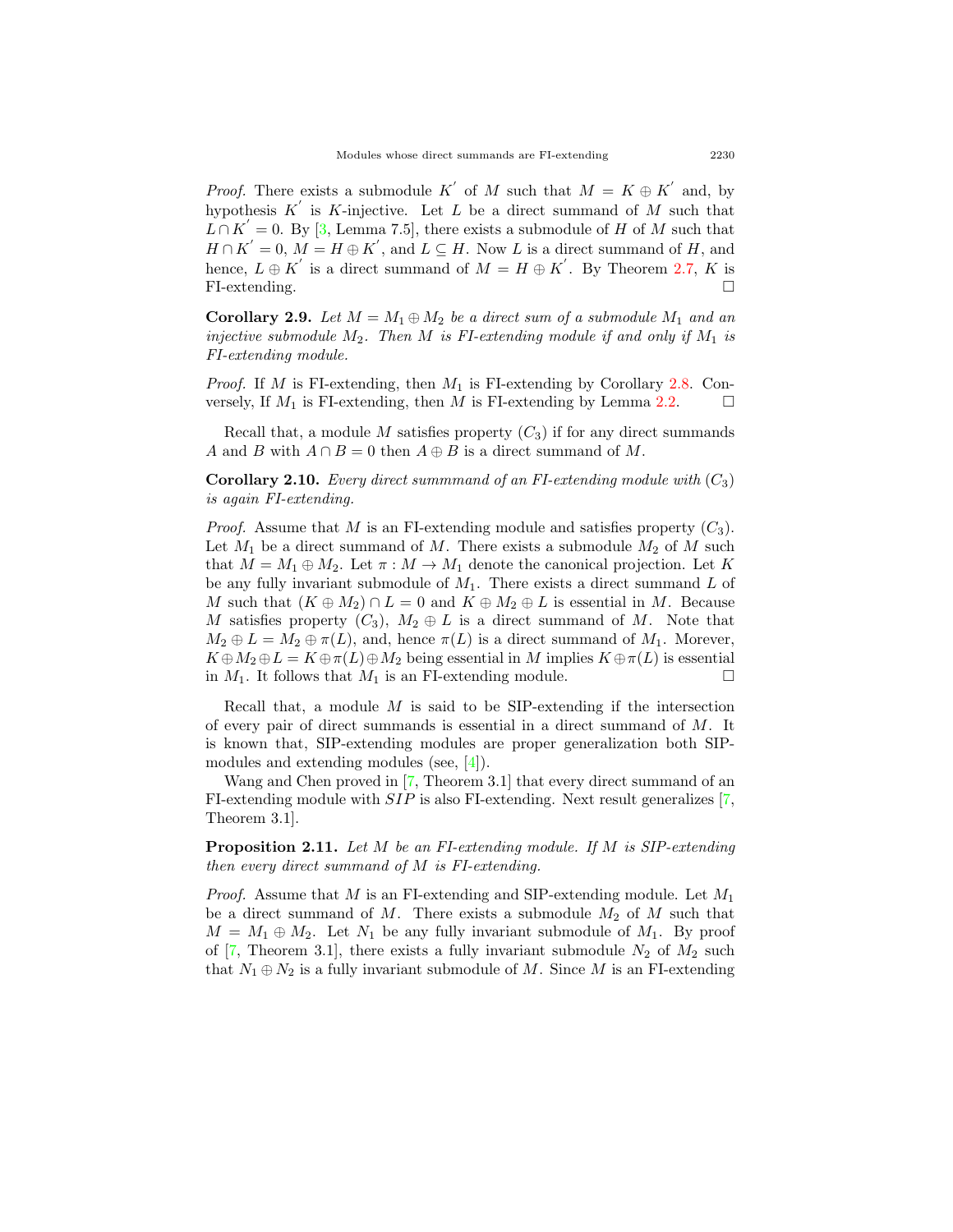*Proof.* There exists a submodule $K^{'}$ of $M$ such that $M = K \oplus K^{'}$ and, by hypothesis $K^{'}$ is $K$-injective. Let $L$ be a direct summand of $M$ such that $L \cap K^{'} = 0$. By [3, Lemma 7.5], there exists a submodule of $H$ of $M$ such that $H \cap K^{'} = 0$, $M = H \oplus K^{'}$, and $L \subseteq H$. Now $L$ is a direct summand of $H$, and hence, $L \oplus K^{'}$ is a direct summand of $M = H \oplus K^{'}$. By Theorem 2.7, $K$ is FI-extending. □

**Corollary 2.9.** *Let $M = M_1 \oplus M_2$ be a direct sum of a submodule $M_1$ and an injective submodule $M_2$. Then $M$ is FI-extending module if and only if $M_1$ is FI-extending module.*

*Proof.* If $M$ is FI-extending, then $M_1$ is FI-extending by Corollary 2.8. Conversely, If $M_1$ is FI-extending, then $M$ is FI-extending by Lemma 2.2. □

Recall that, a module $M$ satisfies property $(C_3)$ if for any direct summands $A$ and $B$ with $A \cap B = 0$ then $A \oplus B$ is a direct summand of $M$.

**Corollary 2.10.** *Every direct summmand of an FI-extending module with $(C_3)$ is again FI-extending.*

*Proof.* Assume that $M$ is an FI-extending module and satisfies property $(C_3)$. Let $M_1$ be a direct summand of $M$. There exists a submodule $M_2$ of $M$ such that $M = M_1 \oplus M_2$. Let $\pi : M \to M_1$ denote the canonical projection. Let $K$ be any fully invariant submodule of $M_1$. There exists a direct summand $L$ of $M$ such that $(K \oplus M_2) \cap L = 0$ and $K \oplus M_2 \oplus L$ is essential in $M$. Because $M$ satisfies property $(C_3)$, $M_2 \oplus L$ is a direct summand of $M$. Note that $M_2 \oplus L = M_2 \oplus \pi(L)$, and, hence $\pi(L)$ is a direct summand of $M_1$. Morever, $K \oplus M_2 \oplus L = K \oplus \pi(L) \oplus M_2$ being essential in $M$ implies $K \oplus \pi(L)$ is essential in $M_1$. It follows that $M_1$ is an FI-extending module. □

Recall that, a module $M$ is said to be SIP-extending if the intersection of every pair of direct summands is essential in a direct summand of $M$. It is known that, SIP-extending modules are proper generalization both SIP-modules and extending modules (see, [4]).

Wang and Chen proved in [7, Theorem 3.1] that every direct summand of an FI-extending module with $SIP$ is also FI-extending. Next result generalizes [7, Theorem 3.1].

**Proposition 2.11.** *Let $M$ be an FI-extending module. If $M$ is SIP-extending then every direct summand of $M$ is FI-extending.*

*Proof.* Assume that $M$ is an FI-extending and SIP-extending module. Let $M_1$ be a direct summand of $M$. There exists a submodule $M_2$ of $M$ such that $M = M_1 \oplus M_2$. Let $N_1$ be any fully invariant submodule of $M_1$. By proof of [7, Theorem 3.1], there exists a fully invariant submodule $N_2$ of $M_2$ such that $N_1 \oplus N_2$ is a fully invariant submodule of $M$. Since $M$ is an FI-extending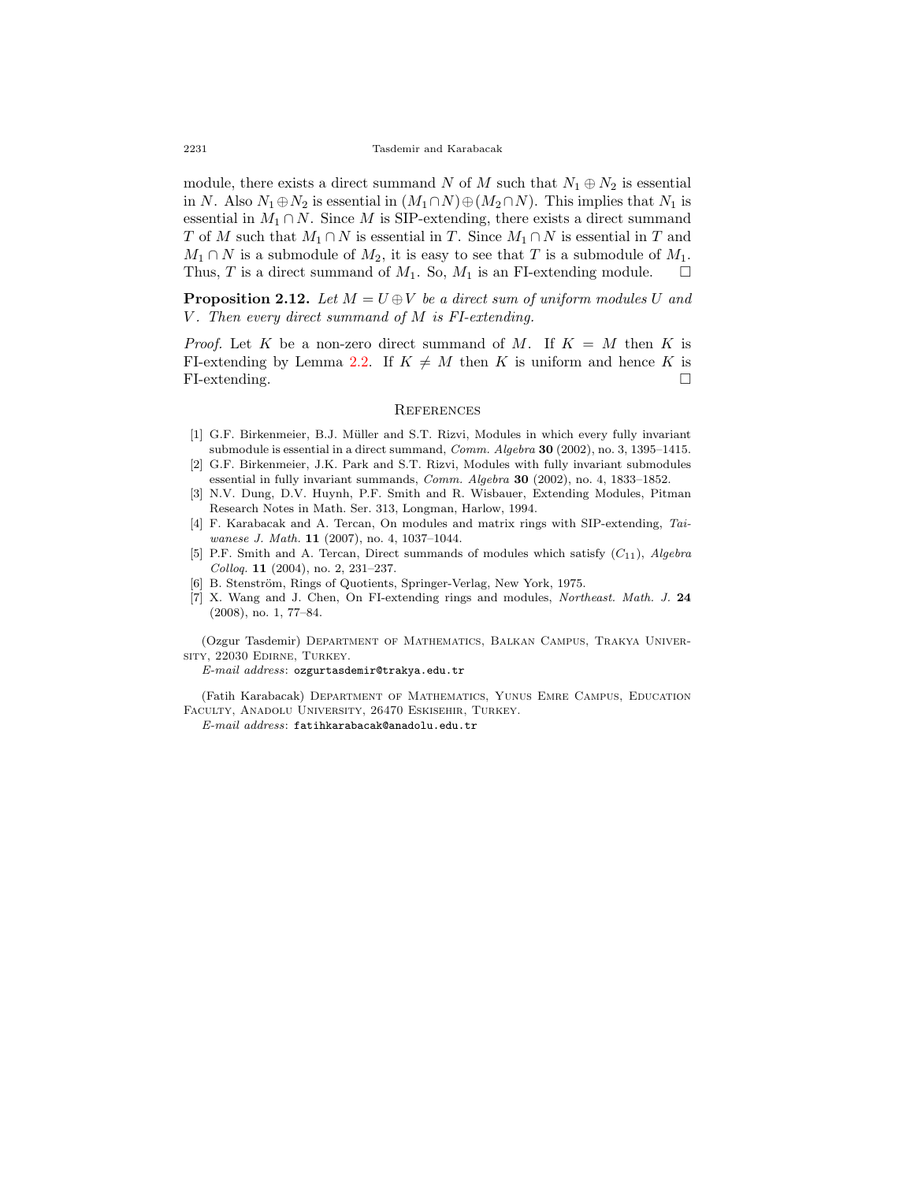module, there exists a direct summand $N$ of $M$ such that $N_1 \oplus N_2$ is essential in $N$. Also $N_1 \oplus N_2$ is essential in $(M_1 \cap N) \oplus (M_2 \cap N)$. This implies that $N_1$ is essential in $M_1 \cap N$. Since $M$ is SIP-extending, there exists a direct summand $T$ of $M$ such that $M_1 \cap N$ is essential in $T$. Since $M_1 \cap N$ is essential in $T$ and $M_1 \cap N$ is a submodule of $M_2$, it is easy to see that $T$ is a submodule of $M_1$. Thus, $T$ is a direct summand of $M_1$. So, $M_1$ is an FI-extending module. □

**Proposition 2.12.** *Let $M = U \oplus V$ be a direct sum of uniform modules $U$ and $V$. Then every direct summand of $M$ is FI-extending.*

*Proof.* Let $K$ be a non-zero direct summand of $M$. If $K = M$ then $K$ is FI-extending by Lemma 2.2. If $K \neq M$ then $K$ is uniform and hence $K$ is FI-extending. □

## References

[1] G.F. Birkenmeier, B.J. Müller and S.T. Rizvi, Modules in which every fully invariant submodule is essential in a direct summand, *Comm. Algebra* **30** (2002), no. 3, 1395–1415.

[2] G.F. Birkenmeier, J.K. Park and S.T. Rizvi, Modules with fully invariant submodules essential in fully invariant summands, *Comm. Algebra* **30** (2002), no. 4, 1833–1852.

[3] N.V. Dung, D.V. Huynh, P.F. Smith and R. Wisbauer, Extending Modules, Pitman Research Notes in Math. Ser. 313, Longman, Harlow, 1994.

[4] F. Karabacak and A. Tercan, On modules and matrix rings with SIP-extending, *Taiwanese J. Math.* **11** (2007), no. 4, 1037–1044.

[5] P.F. Smith and A. Tercan, Direct summands of modules which satisfy $(C_{11})$, *Algebra Colloq.* **11** (2004), no. 2, 231–237.

[6] B. Stenström, Rings of Quotients, Springer-Verlag, New York, 1975.

[7] X. Wang and J. Chen, On FI-extending rings and modules, *Northeast. Math. J.* **24** (2008), no. 1, 77–84.

(Ozgur Tasdemir) Department of Mathematics, Balkan Campus, Trakya University, 22030 Edirne, Turkey.

*E-mail address*: ozgurtasdemir@trakya.edu.tr

(Fatih Karabacak) Department of Mathematics, Yunus Emre Campus, Education Faculty, Anadolu University, 26470 Eskisehir, Turkey.

*E-mail address*: fatihkarabacak@anadolu.edu.tr